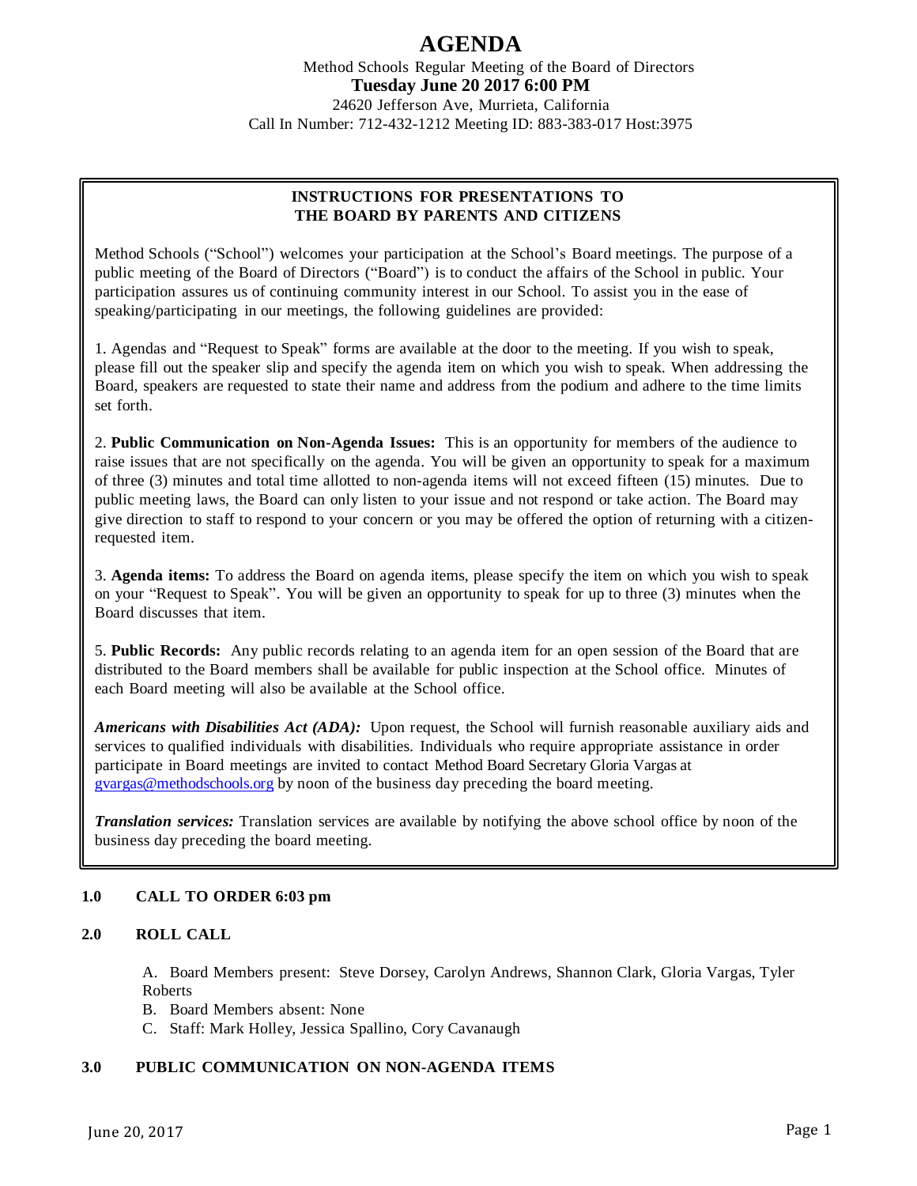# AGENDA

Method Schools Regular Meeting of the Board of Directors

**Tuesday June 20 2017 6:00 PM**

24620 Jefferson Ave, Murrieta, California

Call In Number: 712-432-1212 Meeting ID: 883-383-017 Host:3975

---

**INSTRUCTIONS FOR PRESENTATIONS TO THE BOARD BY PARENTS AND CITIZENS**

Method Schools ("School") welcomes your participation at the School's Board meetings. The purpose of a public meeting of the Board of Directors ("Board") is to conduct the affairs of the School in public. Your participation assures us of continuing community interest in our School. To assist you in the ease of speaking/participating in our meetings, the following guidelines are provided:

1. Agendas and "Request to Speak" forms are available at the door to the meeting. If you wish to speak, please fill out the speaker slip and specify the agenda item on which you wish to speak. When addressing the Board, speakers are requested to state their name and address from the podium and adhere to the time limits set forth.

2. **Public Communication on Non-Agenda Issues:** This is an opportunity for members of the audience to raise issues that are not specifically on the agenda. You will be given an opportunity to speak for a maximum of three (3) minutes and total time allotted to non-agenda items will not exceed fifteen (15) minutes. Due to public meeting laws, the Board can only listen to your issue and not respond or take action. The Board may give direction to staff to respond to your concern or you may be offered the option of returning with a citizen-requested item.

3. **Agenda items:** To address the Board on agenda items, please specify the item on which you wish to speak on your "Request to Speak". You will be given an opportunity to speak for up to three (3) minutes when the Board discusses that item.

5. **Public Records:** Any public records relating to an agenda item for an open session of the Board that are distributed to the Board members shall be available for public inspection at the School office. Minutes of each Board meeting will also be available at the School office.

***Americans with Disabilities Act (ADA):*** Upon request, the School will furnish reasonable auxiliary aids and services to qualified individuals with disabilities. Individuals who require appropriate assistance in order participate in Board meetings are invited to contact Method Board Secretary Gloria Vargas at gvargas@methodschools.org by noon of the business day preceding the board meeting.

***Translation services:*** Translation services are available by notifying the above school office by noon of the business day preceding the board meeting.

---

**1.0 CALL TO ORDER 6:03 pm**

**2.0 ROLL CALL**

A. Board Members present: Steve Dorsey, Carolyn Andrews, Shannon Clark, Gloria Vargas, Tyler Roberts
B. Board Members absent: None
C. Staff: Mark Holley, Jessica Spallino, Cory Cavanaugh

**3.0 PUBLIC COMMUNICATION ON NON-AGENDA ITEMS**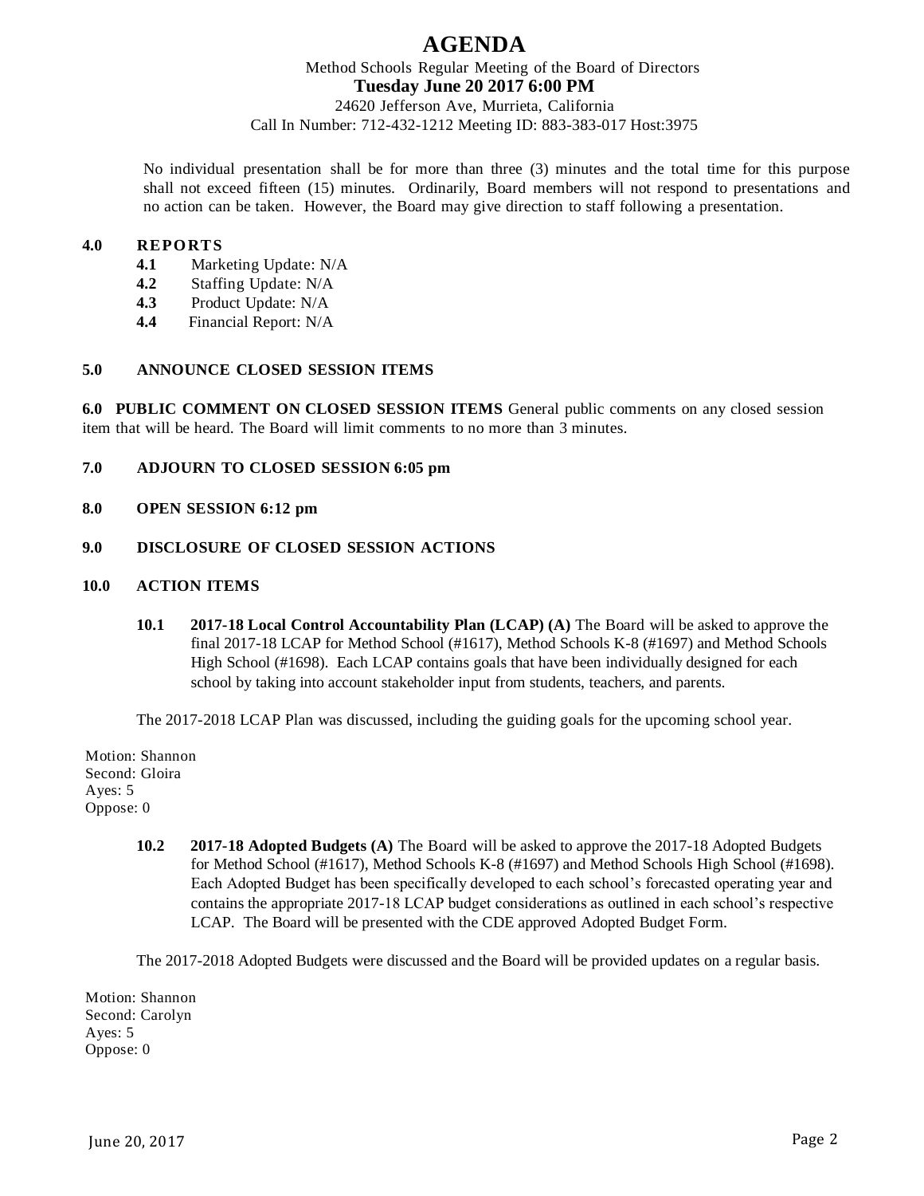# AGENDA

Method Schools Regular Meeting of the Board of Directors

**Tuesday June 20 2017 6:00 PM**

24620 Jefferson Ave, Murrieta, California

Call In Number: 712-432-1212 Meeting ID: 883-383-017 Host:3975

No individual presentation shall be for more than three (3) minutes and the total time for this purpose shall not exceed fifteen (15) minutes. Ordinarily, Board members will not respond to presentations and no action can be taken. However, the Board may give direction to staff following a presentation.

## 4.0 REPORTS

- **4.1** Marketing Update: N/A
- **4.2** Staffing Update: N/A
- **4.3** Product Update: N/A
- **4.4** Financial Report: N/A

## 5.0 ANNOUNCE CLOSED SESSION ITEMS

**6.0 PUBLIC COMMENT ON CLOSED SESSION ITEMS** General public comments on any closed session item that will be heard. The Board will limit comments to no more than 3 minutes.

## 7.0 ADJOURN TO CLOSED SESSION 6:05 pm

## 8.0 OPEN SESSION 6:12 pm

## 9.0 DISCLOSURE OF CLOSED SESSION ACTIONS

## 10.0 ACTION ITEMS

**10.1 2017-18 Local Control Accountability Plan (LCAP) (A)** The Board will be asked to approve the final 2017-18 LCAP for Method School (#1617), Method Schools K-8 (#1697) and Method Schools High School (#1698). Each LCAP contains goals that have been individually designed for each school by taking into account stakeholder input from students, teachers, and parents.

The 2017-2018 LCAP Plan was discussed, including the guiding goals for the upcoming school year.

Motion: Shannon
Second: Gloira
Ayes: 5
Oppose: 0

**10.2 2017-18 Adopted Budgets (A)** The Board will be asked to approve the 2017-18 Adopted Budgets for Method School (#1617), Method Schools K-8 (#1697) and Method Schools High School (#1698). Each Adopted Budget has been specifically developed to each school's forecasted operating year and contains the appropriate 2017-18 LCAP budget considerations as outlined in each school's respective LCAP. The Board will be presented with the CDE approved Adopted Budget Form.

The 2017-2018 Adopted Budgets were discussed and the Board will be provided updates on a regular basis.

Motion: Shannon
Second: Carolyn
Ayes: 5
Oppose: 0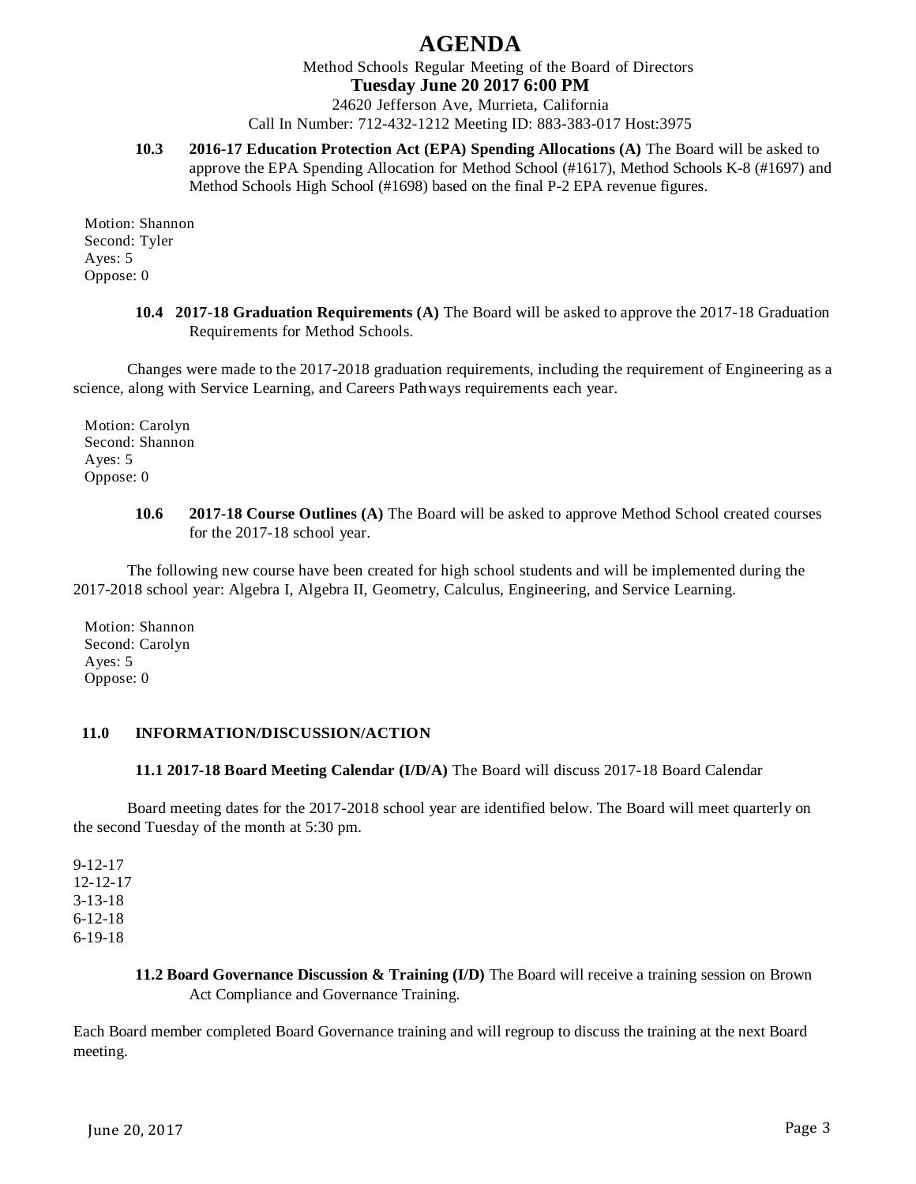# AGENDA

Method Schools Regular Meeting of the Board of Directors

**Tuesday June 20 2017 6:00 PM**

24620 Jefferson Ave, Murrieta, California

Call In Number: 712-432-1212 Meeting ID: 883-383-017 Host:3975

**10.3 2016-17 Education Protection Act (EPA) Spending Allocations (A)** The Board will be asked to approve the EPA Spending Allocation for Method School (#1617), Method Schools K-8 (#1697) and Method Schools High School (#1698) based on the final P-2 EPA revenue figures.

Motion: Shannon
Second: Tyler
Ayes: 5
Oppose: 0

**10.4 2017-18 Graduation Requirements (A)** The Board will be asked to approve the 2017-18 Graduation Requirements for Method Schools.

Changes were made to the 2017-2018 graduation requirements, including the requirement of Engineering as a science, along with Service Learning, and Careers Pathways requirements each year.

Motion: Carolyn
Second: Shannon
Ayes: 5
Oppose: 0

**10.6 2017-18 Course Outlines (A)** The Board will be asked to approve Method School created courses for the 2017-18 school year.

The following new course have been created for high school students and will be implemented during the 2017-2018 school year: Algebra I, Algebra II, Geometry, Calculus, Engineering, and Service Learning.

Motion: Shannon
Second: Carolyn
Ayes: 5
Oppose: 0

## 11.0 INFORMATION/DISCUSSION/ACTION

**11.1 2017-18 Board Meeting Calendar (I/D/A)** The Board will discuss 2017-18 Board Calendar

Board meeting dates for the 2017-2018 school year are identified below. The Board will meet quarterly on the second Tuesday of the month at 5:30 pm.

9-12-17
12-12-17
3-13-18
6-12-18
6-19-18

**11.2 Board Governance Discussion & Training (I/D)** The Board will receive a training session on Brown Act Compliance and Governance Training.

Each Board member completed Board Governance training and will regroup to discuss the training at the next Board meeting.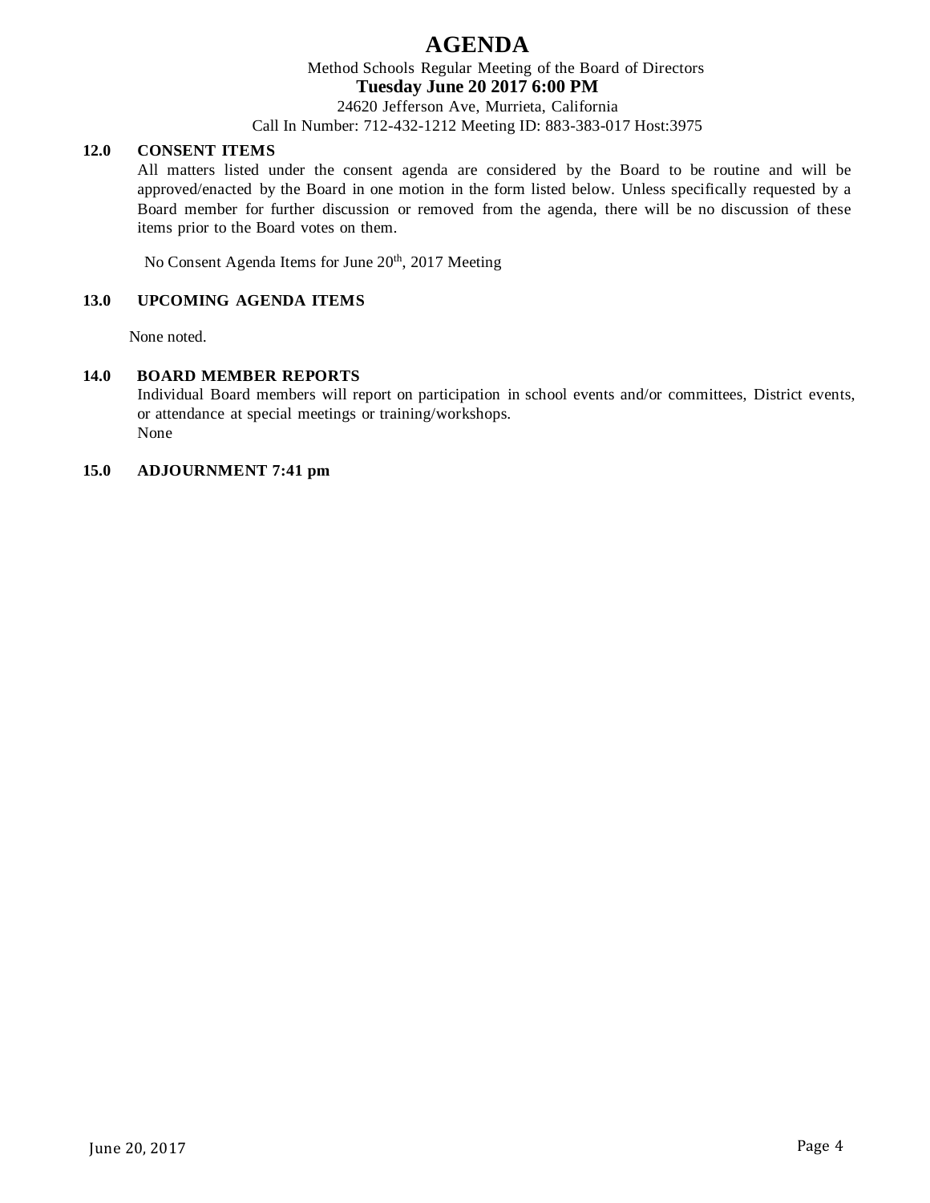# AGENDA

Method Schools Regular Meeting of the Board of Directors

**Tuesday June 20 2017 6:00 PM**

24620 Jefferson Ave, Murrieta, California

Call In Number: 712-432-1212 Meeting ID: 883-383-017 Host:3975

**12.0 CONSENT ITEMS**

All matters listed under the consent agenda are considered by the Board to be routine and will be approved/enacted by the Board in one motion in the form listed below. Unless specifically requested by a Board member for further discussion or removed from the agenda, there will be no discussion of these items prior to the Board votes on them.

No Consent Agenda Items for June 20th, 2017 Meeting

**13.0 UPCOMING AGENDA ITEMS**

None noted.

**14.0 BOARD MEMBER REPORTS**

Individual Board members will report on participation in school events and/or committees, District events, or attendance at special meetings or training/workshops.
None

**15.0 ADJOURNMENT 7:41 pm**